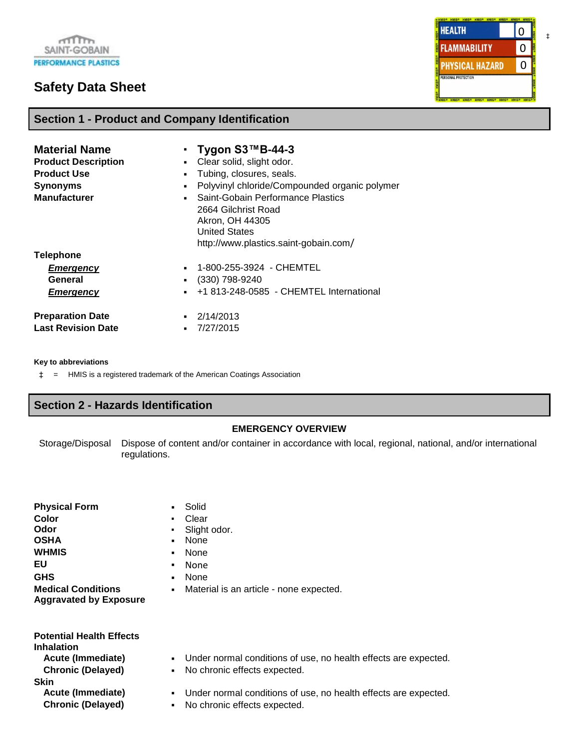SAINT-GOBAIN
PERFORMANCE PLASTICS

# Safety Data Sheet

| HMIS | |
|---|---|
| HEALTH | 0 |
| FLAMMABILITY | 0 |
| PHYSICAL HAZARD | 0 |
| PERSONAL PROTECTION | |

‡

## Section 1 - Product and Company Identification

| | |
|---|---|
| **Material Name** | **Tygon S3™B-44-3** |
| **Product Description** | Clear solid, slight odor. |
| **Product Use** | Tubing, closures, seals. |
| **Synonyms** | Polyvinyl chloride/Compounded organic polymer |
| **Manufacturer** | Saint-Gobain Performance Plastics<br>2664 Gilchrist Road<br>Akron, OH 44305<br>United States<br>http://www.plastics.saint-gobain.com/ |

**Telephone**

| | |
|---|---|
| ***Emergency*** | 1-800-255-3924 - CHEMTEL |
| **General** | (330) 798-9240 |
| ***Emergency*** | +1 813-248-0585 - CHEMTEL International |

| | |
|---|---|
| **Preparation Date** | 2/14/2013 |
| **Last Revision Date** | 7/27/2015 |

**Key to abbreviations**

‡ = HMIS is a registered trademark of the American Coatings Association

## Section 2 - Hazards Identification

**EMERGENCY OVERVIEW**

Storage/Disposal: Dispose of content and/or container in accordance with local, regional, national, and/or international regulations.

| | |
|---|---|
| **Physical Form** | Solid |
| **Color** | Clear |
| **Odor** | Slight odor. |
| **OSHA** | None |
| **WHMIS** | None |
| **EU** | None |
| **GHS** | None |
| **Medical Conditions Aggravated by Exposure** | Material is an article - none expected. |

**Potential Health Effects**

**Inhalation**

| | |
|---|---|
| **Acute (Immediate)** | Under normal conditions of use, no health effects are expected. |
| **Chronic (Delayed)** | No chronic effects expected. |

**Skin**

| | |
|---|---|
| **Acute (Immediate)** | Under normal conditions of use, no health effects are expected. |
| **Chronic (Delayed)** | No chronic effects expected. |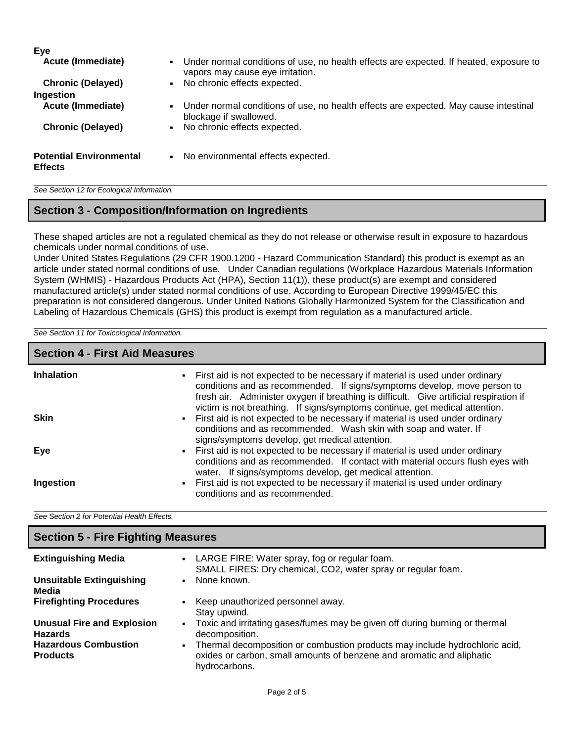**Eye**

| | |
|---|---|
| **Acute (Immediate)** | ▪ Under normal conditions of use, no health effects are expected. If heated, exposure to vapors may cause eye irritation. |
| **Chronic (Delayed)** | ▪ No chronic effects expected. |

**Ingestion**

| | |
|---|---|
| **Acute (Immediate)** | ▪ Under normal conditions of use, no health effects are expected. May cause intestinal blockage if swallowed. |
| **Chronic (Delayed)** | ▪ No chronic effects expected. |

| | |
|---|---|
| **Potential Environmental Effects** | ▪ No environmental effects expected. |

*See Section 12 for Ecological Information.*

## Section 3 - Composition/Information on Ingredients

These shaped articles are not a regulated chemical as they do not release or otherwise result in exposure to hazardous chemicals under normal conditions of use.
Under United States Regulations (29 CFR 1900.1200 - Hazard Communication Standard) this product is exempt as an article under stated normal conditions of use. Under Canadian regulations (Workplace Hazardous Materials Information System (WHMIS) - Hazardous Products Act (HPA), Section 11(1)), these product(s) are exempt and considered manufactured article(s) under stated normal conditions of use. According to European Directive 1999/45/EC this preparation is not considered dangerous. Under United Nations Globally Harmonized System for the Classification and Labeling of Hazardous Chemicals (GHS) this product is exempt from regulation as a manufactured article.

*See Section 11 for Toxicological Information.*

## Section 4 - First Aid Measures

| | |
|---|---|
| **Inhalation** | ▪ First aid is not expected to be necessary if material is used under ordinary conditions and as recommended. If signs/symptoms develop, move person to fresh air. Administer oxygen if breathing is difficult. Give artificial respiration if victim is not breathing. If signs/symptoms continue, get medical attention. |
| **Skin** | ▪ First aid is not expected to be necessary if material is used under ordinary conditions and as recommended. Wash skin with soap and water. If signs/symptoms develop, get medical attention. |
| **Eye** | ▪ First aid is not expected to be necessary if material is used under ordinary conditions and as recommended. If contact with material occurs flush eyes with water. If signs/symptoms develop, get medical attention. |
| **Ingestion** | ▪ First aid is not expected to be necessary if material is used under ordinary conditions and as recommended. |

*See Section 2 for Potential Health Effects.*

## Section 5 - Fire Fighting Measures

| | |
|---|---|
| **Extinguishing Media** | ▪ LARGE FIRE: Water spray, fog or regular foam. SMALL FIRES: Dry chemical, $CO_2$, water spray or regular foam. |
| **Unsuitable Extinguishing Media** | ▪ None known. |
| **Firefighting Procedures** | ▪ Keep unauthorized personnel away. Stay upwind. |
| **Unusual Fire and Explosion Hazards** | ▪ Toxic and irritating gases/fumes may be given off during burning or thermal decomposition. |
| **Hazardous Combustion Products** | ▪ Thermal decomposition or combustion products may include hydrochloric acid, oxides or carbon, small amounts of benzene and aromatic and aliphatic hydrocarbons. |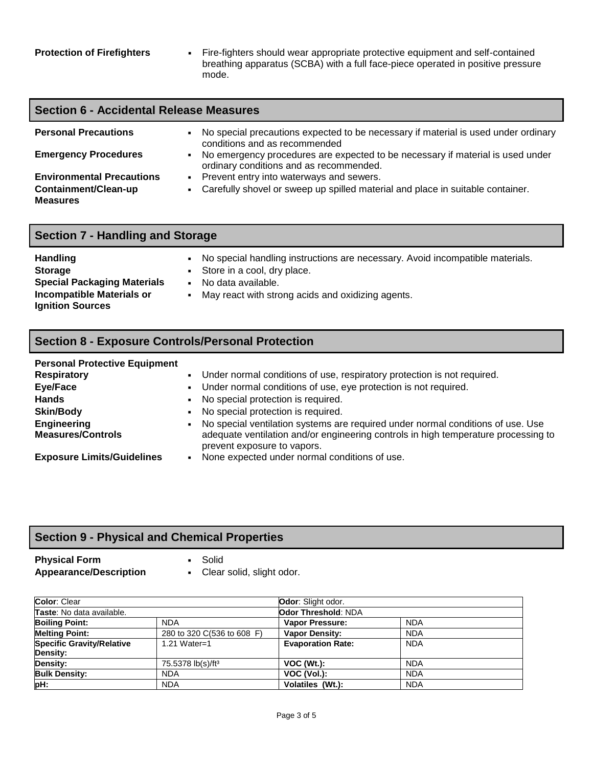**Protection of Firefighters**

- Fire-fighters should wear appropriate protective equipment and self-contained breathing apparatus (SCBA) with a full face-piece operated in positive pressure mode.

## Section 6 - Accidental Release Measures

**Personal Precautions**
- No special precautions expected to be necessary if material is used under ordinary conditions and as recommended

**Emergency Procedures**
- No emergency procedures are expected to be necessary if material is used under ordinary conditions and as recommended.

**Environmental Precautions**
- Prevent entry into waterways and sewers.

**Containment/Clean-up Measures**
- Carefully shovel or sweep up spilled material and place in suitable container.

## Section 7 - Handling and Storage

**Handling**
- No special handling instructions are necessary. Avoid incompatible materials.

**Storage**
- Store in a cool, dry place.

**Special Packaging Materials**
- No data available.

**Incompatible Materials or Ignition Sources**
- May react with strong acids and oxidizing agents.

## Section 8 - Exposure Controls/Personal Protection

**Personal Protective Equipment**

**Respiratory**
- Under normal conditions of use, respiratory protection is not required.

**Eye/Face**
- Under normal conditions of use, eye protection is not required.

**Hands**
- No special protection is required.

**Skin/Body**
- No special protection is required.

**Engineering Measures/Controls**
- No special ventilation systems are required under normal conditions of use. Use adequate ventilation and/or engineering controls in high temperature processing to prevent exposure to vapors.

**Exposure Limits/Guidelines**
- None expected under normal conditions of use.

## Section 9 - Physical and Chemical Properties

**Physical Form**
- Solid

**Appearance/Description**
- Clear solid, slight odor.

| **Color**: Clear | | **Odor**: Slight odor. | |
|---|---|---|---|
| **Taste**: No data available. | | **Odor Threshold**: NDA | |
| **Boiling Point:** | NDA | **Vapor Pressure:** | NDA |
| **Melting Point:** | 280 to 320 C(536 to 608 F) | **Vapor Density:** | NDA |
| **Specific Gravity/Relative Density:** | 1.21 Water=1 | **Evaporation Rate:** | NDA |
| **Density:** | 75.5378 lb(s)/ft³ | **VOC (Wt.):** | NDA |
| **Bulk Density:** | NDA | **VOC (Vol.):** | NDA |
| **pH:** | NDA | **Volatiles (Wt.):** | NDA |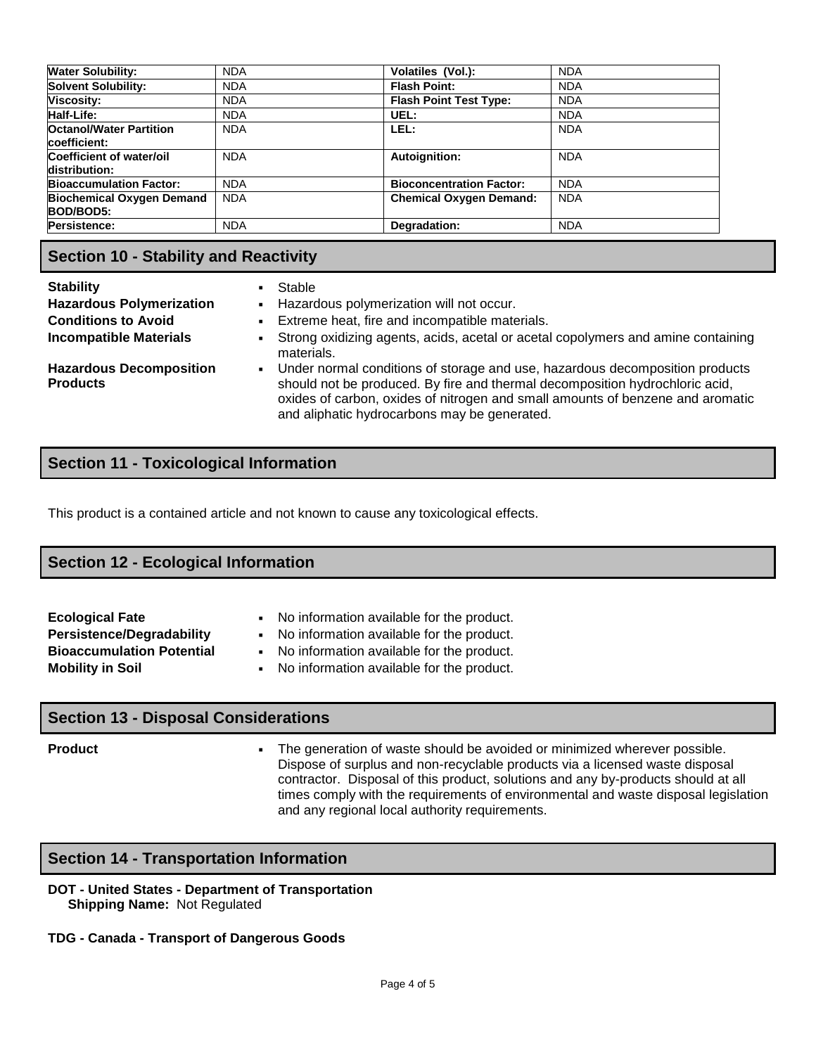| Water Solubility: | NDA | Volatiles (Vol.): | NDA |
|---|---|---|---|
| Solvent Solubility: | NDA | Flash Point: | NDA |
| Viscosity: | NDA | Flash Point Test Type: | NDA |
| Half-Life: | NDA | UEL: | NDA |
| Octanol/Water Partition coefficient: | NDA | LEL: | NDA |
| Coefficient of water/oil distribution: | NDA | Autoignition: | NDA |
| Bioaccumulation Factor: | NDA | Bioconcentration Factor: | NDA |
| Biochemical Oxygen Demand BOD/BOD5: | NDA | Chemical Oxygen Demand: | NDA |
| Persistence: | NDA | Degradation: | NDA |

## Section 10 - Stability and Reactivity

**Stability**
- Stable

**Hazardous Polymerization**
- Hazardous polymerization will not occur.

**Conditions to Avoid**
- Extreme heat, fire and incompatible materials.

**Incompatible Materials**
- Strong oxidizing agents, acids, acetal or acetal copolymers and amine containing materials.

**Hazardous Decomposition Products**
- Under normal conditions of storage and use, hazardous decomposition products should not be produced. By fire and thermal decomposition hydrochloric acid, oxides of carbon, oxides of nitrogen and small amounts of benzene and aromatic and aliphatic hydrocarbons may be generated.

## Section 11 - Toxicological Information

This product is a contained article and not known to cause any toxicological effects.

## Section 12 - Ecological Information

**Ecological Fate**
- No information available for the product.

**Persistence/Degradability**
- No information available for the product.

**Bioaccumulation Potential**
- No information available for the product.

**Mobility in Soil**
- No information available for the product.

## Section 13 - Disposal Considerations

**Product**
- The generation of waste should be avoided or minimized wherever possible. Dispose of surplus and non-recyclable products via a licensed waste disposal contractor. Disposal of this product, solutions and any by-products should at all times comply with the requirements of environmental and waste disposal legislation and any regional local authority requirements.

## Section 14 - Transportation Information

**DOT - United States - Department of Transportation**
**Shipping Name:** Not Regulated

**TDG - Canada - Transport of Dangerous Goods**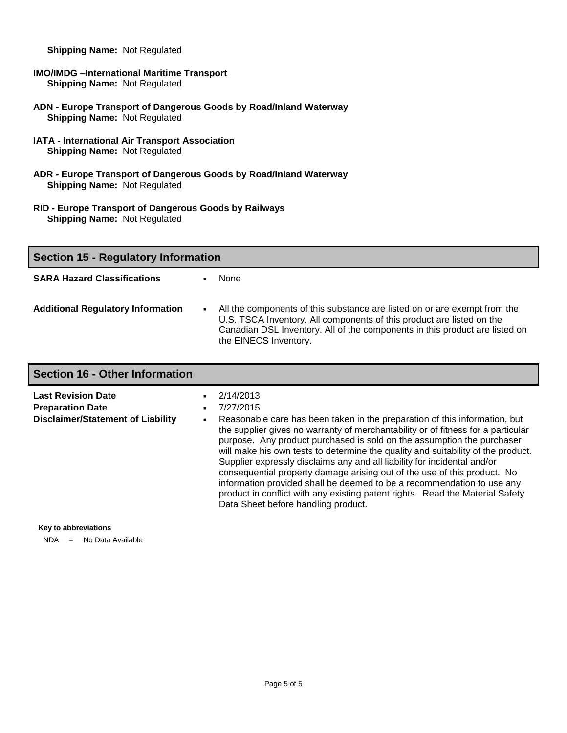**Shipping Name:** Not Regulated

**IMO/IMDG –International Maritime Transport**
**Shipping Name:** Not Regulated

**ADN - Europe Transport of Dangerous Goods by Road/Inland Waterway**
**Shipping Name:** Not Regulated

**IATA - International Air Transport Association**
**Shipping Name:** Not Regulated

**ADR - Europe Transport of Dangerous Goods by Road/Inland Waterway**
**Shipping Name:** Not Regulated

**RID - Europe Transport of Dangerous Goods by Railways**
**Shipping Name:** Not Regulated

## Section 15 - Regulatory Information

**SARA Hazard Classifications**
- None

**Additional Regulatory Information**
- All the components of this substance are listed on or are exempt from the U.S. TSCA Inventory. All components of this product are listed on the Canadian DSL Inventory. All of the components in this product are listed on the EINECS Inventory.

## Section 16 - Other Information

**Last Revision Date**
- 2/14/2013

**Preparation Date**
- 7/27/2015

**Disclaimer/Statement of Liability**
- Reasonable care has been taken in the preparation of this information, but the supplier gives no warranty of merchantability or of fitness for a particular purpose. Any product purchased is sold on the assumption the purchaser will make his own tests to determine the quality and suitability of the product. Supplier expressly disclaims any and all liability for incidental and/or consequential property damage arising out of the use of this product. No information provided shall be deemed to be a recommendation to use any product in conflict with any existing patent rights. Read the Material Safety Data Sheet before handling product.

**Key to abbreviations**

NDA = No Data Available